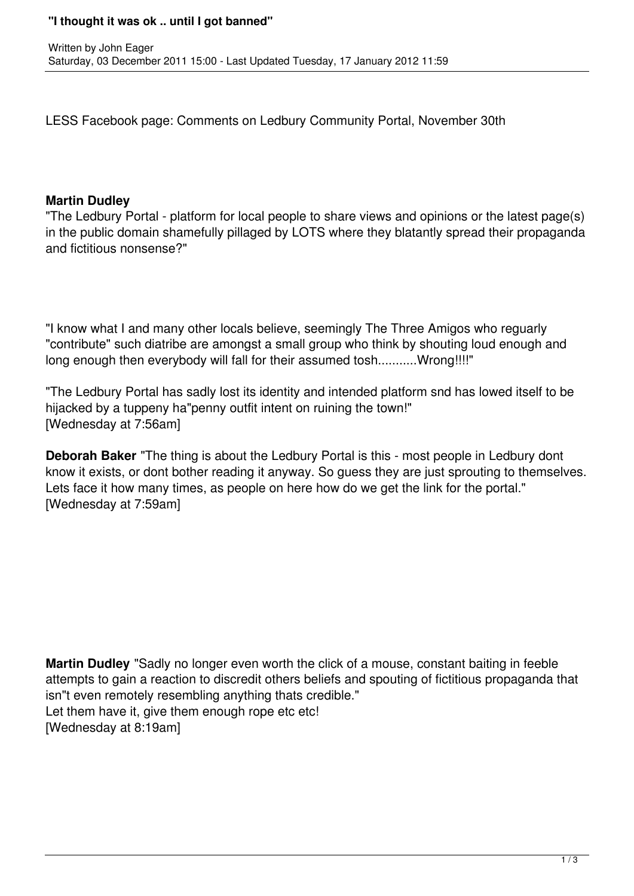# "I thought it was ok .. until I got banned"

Written by John Eager
Saturday, 03 December 2011 15:00 - Last Updated Tuesday, 17 January 2012 11:59

LESS Facebook page: Comments on Ledbury Community Portal, November 30th

**Martin Dudley**
"The Ledbury Portal - platform for local people to share views and opinions or the latest page(s) in the public domain shamefully pillaged by LOTS where they blatantly spread their propaganda and fictitious nonsense?"

"I know what I and many other locals believe, seemingly The Three Amigos who reguarly "contribute" such diatribe are amongst a small group who think by shouting loud enough and long enough then everybody will fall for their assumed tosh...........Wrong!!!!"

"The Ledbury Portal has sadly lost its identity and intended platform snd has lowed itself to be hijacked by a tuppeny ha"penny outfit intent on ruining the town!"
[Wednesday at 7:56am]

**Deborah Baker** "The thing is about the Ledbury Portal is this - most people in Ledbury dont know it exists, or dont bother reading it anyway. So guess they are just sprouting to themselves. Lets face it how many times, as people on here how do we get the link for the portal."
[Wednesday at 7:59am]

**Martin Dudley** "Sadly no longer even worth the click of a mouse, constant baiting in feeble attempts to gain a reaction to discredit others beliefs and spouting of fictitious propaganda that isn"t even remotely resembling anything thats credible."
Let them have it, give them enough rope etc etc!
[Wednesday at 8:19am]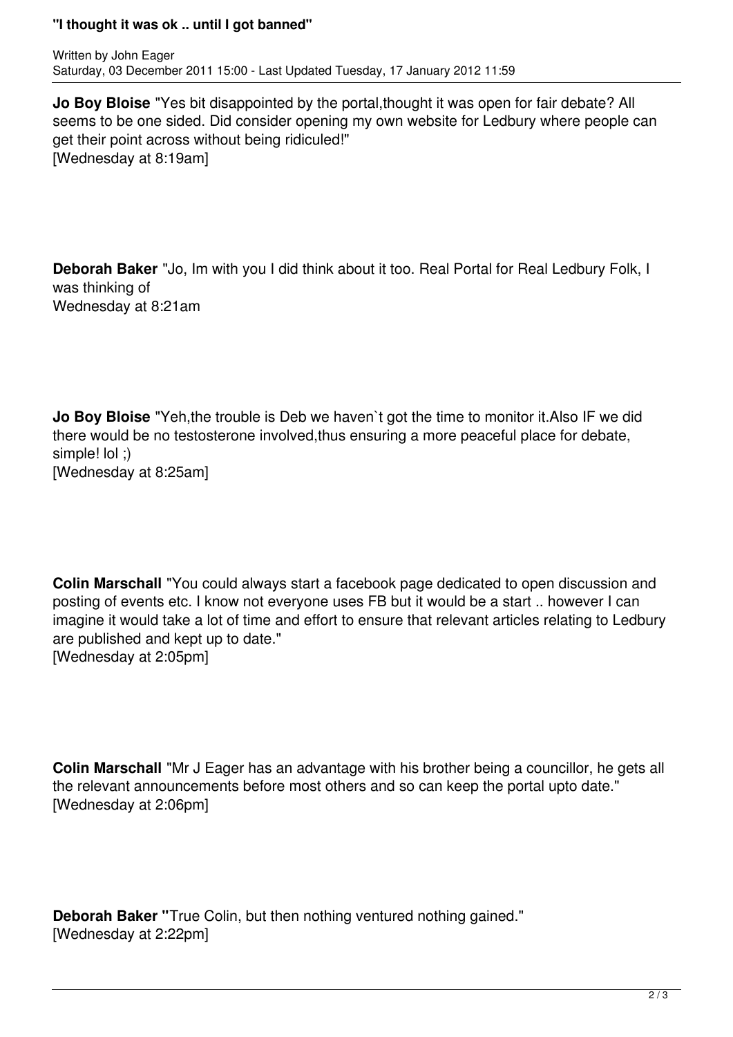**Jo Boy Bloise** "Yes bit disappointed by the portal,thought it was open for fair debate? All seems to be one sided. Did consider opening my own website for Ledbury where people can get their point across without being ridiculed!"
[Wednesday at 8:19am]

**Deborah Baker** "Jo, Im with you I did think about it too. Real Portal for Real Ledbury Folk, I was thinking of
Wednesday at 8:21am

**Jo Boy Bloise** "Yeh,the trouble is Deb we haven`t got the time to monitor it.Also IF we did there would be no testosterone involved,thus ensuring a more peaceful place for debate, simple! lol ;)
[Wednesday at 8:25am]

**Colin Marschall** "You could always start a facebook page dedicated to open discussion and posting of events etc. I know not everyone uses FB but it would be a start .. however I can imagine it would take a lot of time and effort to ensure that relevant articles relating to Ledbury are published and kept up to date."
[Wednesday at 2:05pm]

**Colin Marschall** "Mr J Eager has an advantage with his brother being a councillor, he gets all the relevant announcements before most others and so can keep the portal upto date."
[Wednesday at 2:06pm]

**Deborah Baker** "True Colin, but then nothing ventured nothing gained."
[Wednesday at 2:22pm]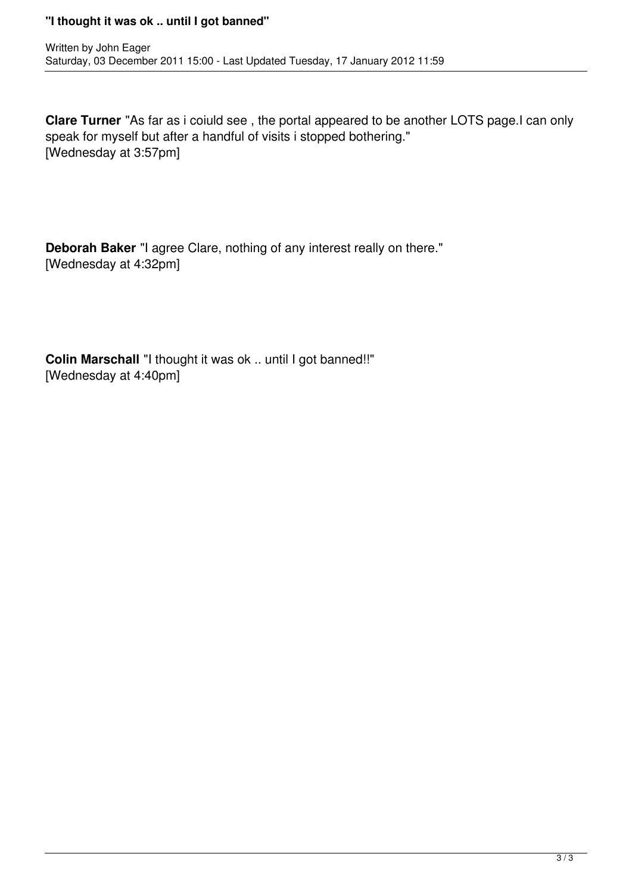**Clare Turner** "As far as i coiuld see , the portal appeared to be another LOTS page.I can only speak for myself but after a handful of visits i stopped bothering."
[Wednesday at 3:57pm]

**Deborah Baker** "I agree Clare, nothing of any interest really on there."
[Wednesday at 4:32pm]

**Colin Marschall** "I thought it was ok .. until I got banned!!"
[Wednesday at 4:40pm]